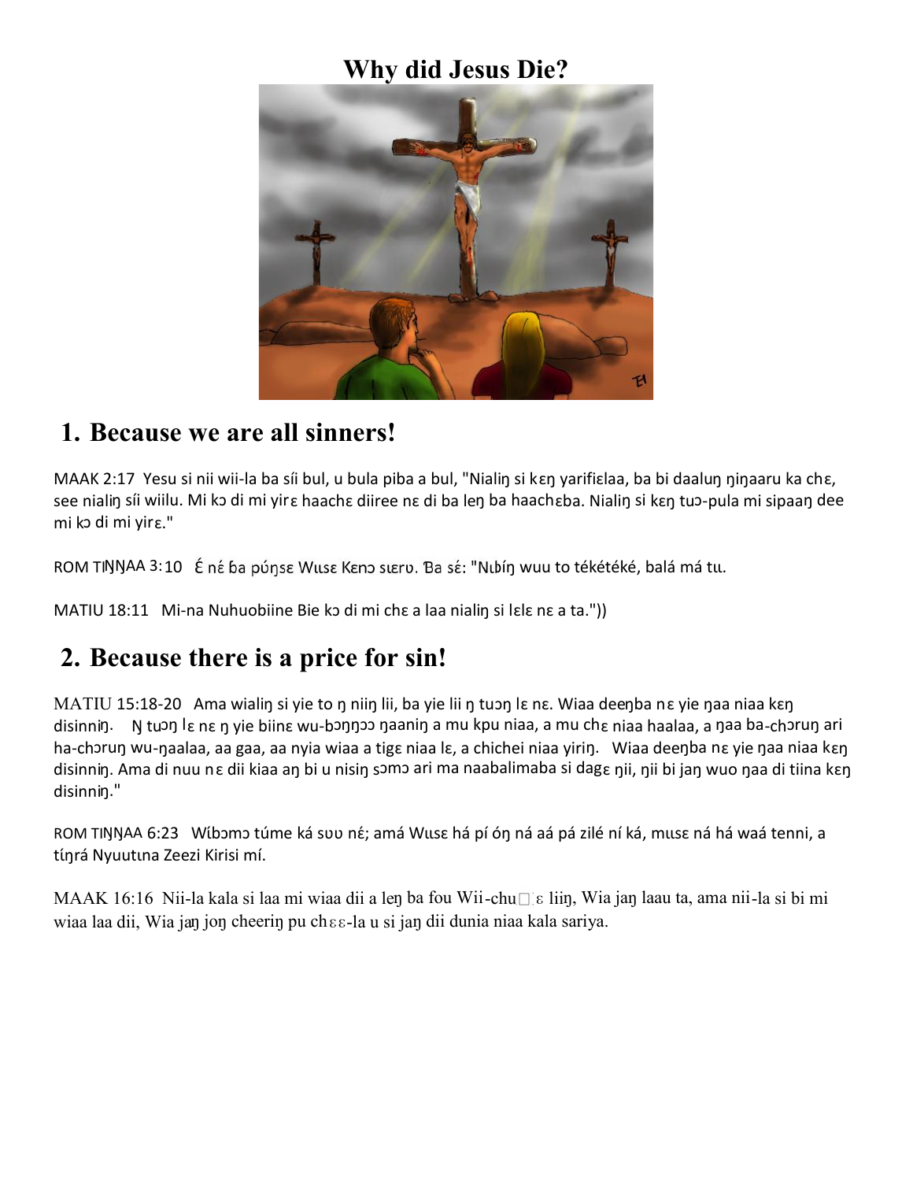# Why did Jesus Die?

## 1. Because we are all sinners!

MAAK 2:17 Yesu si nii wii-la ba síi bul, u bula piba a bul, "Nialiŋ si kɛŋ yarifiɛlaa, ba bi daaluŋ ŋiŋaaru ka chɛ, see nialiŋ síi wiilu. Mi kɔ di mi yirɛ haachɛ diiree nɛ di ba leŋ ba haachɛba. Nialiŋ si kɛŋ tuɔ-pula mi sipaaŋ dee mi kɔ di mi yirɛ."

ROM TIŊŊAA 3:10 É nɛ́ ɓa púŋsɛ Wɩsɛ Kenɔ sɩɛrʋ. Ɓa sɛ́: "Nɩbíŋ wuu to tékétéké, balá má tɩ.

MATIU 18:11 Mi-na Nuhuobiine Bie kɔ di mi chɛ a laa nialiŋ si lɛlɛ nɛ a ta."))

## 2. Because there is a price for sin!

MATIU 15:18-20 Ama wialiŋ si yie to ŋ niiŋ lii, ba yie lii ŋ tuɔŋ lɛ nɛ. Wiaa deeŋba nɛ yie ŋaa niaa kɛŋ disinniŋ. Ŋ tuɔŋ lɛ nɛ ŋ yie biinɛ wu-bɔŋŋɔɔ ŋaaniŋ a mu kpu niaa, a mu chɛ niaa haalaa, a ŋaa ba-chɔruŋ ari ha-chɔruŋ wu-ŋaalaa, aa gaa, aa nyia wiaa a tigɛ niaa lɛ, a chichei niaa yiriŋ. Wiaa deeŋba nɛ yie ŋaa niaa kɛŋ disinniŋ. Ama di nuu nɛ dii kiaa aŋ bi u nisiŋ sɔmɔ ari ma naabalimaba si dagɛ ŋii, ŋii bi jaŋ wuo ŋaa di tiina kɛŋ disinniŋ."

ROM TIŊŊAA 6:23 Wíbɔmɔ túme ká sʋʋ nɛ́; amá Wɩsɛ há pí óŋ ná aá pá zilé ní ká, mɩsɛ ná há waá tenni, a tíŋrá Nyuutɩna Zeezi Kirisi mí.

MAAK 16:16 Nii-la kala si laa mi wiaa dii a leŋ ba fou Wii-chu□ɛ liiŋ, Wia jaŋ laau ta, ama nii-la si bi mi wiaa laa dii, Wia jaŋ joŋ cheeriŋ pu chɛɛ-la u si jaŋ dii dunia niaa kala sariya.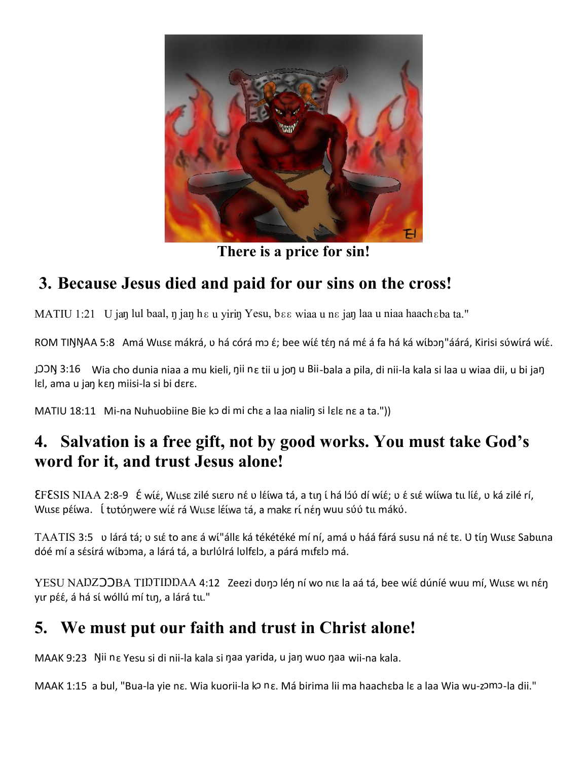There is a price for sin!

## 3. Because Jesus died and paid for our sins on the cross!

MATIU 1:21 U jaŋ lul baal, ŋ jaŋ hɛ u yiriŋ Yesu, bɛɛ wiaa u nɛ jaŋ laa u niaa haachɛba ta."

ROM TIŊŊAA 5:8 Amá Wɩsɛ mákrá, ʊ há córá mɔ ɛ́; bee wíɛ́ téŋ ná mɛ́ á fa há ká wíbɔŋ"áárá, Kirisi sʊ́wɩ́rá wíɛ́.

JƆƆŊ 3:16 Wia cho dunia niaa a mu kieli, ŋii nɛ tii u joŋ u Bii-bala a pila, di nii-la kala si laa u wiaa dii, u bi jaŋ lɛl, ama u jaŋ kɛŋ miisi-la si bi dɛrɛ.

MATIU 18:11 Mi-na Nuhuobiine Bie kɔ di mi chɛ a laa nialiŋ si lɛlɛ nɛ a ta."))

## 4. Salvation is a free gift, not by good works. You must take God's word for it, and trust Jesus alone!

ƐFƐSIS NIAA 2:8-9 Ɛ́ wíɛ́, Wɩsɛ zilé sɩɛrʊ nɛ́ ʊ léíwa tá, a tɩŋ í há lɔ́ʊ́ dí wíɛ́; ʊ ɛ́ sɩɛ́ wííwa tɩ líɛ́, ʊ ká zilé rí, Wɩsɛ péíwa. Í tʊtʊ́ŋwere wíɛ́ rá Wɩsɛ léíwa tá, a makɛ rí néŋ wuu sʊ́ʊ́ tɩ mákʊ́.

TAATIS 3:5 ʊ lárá tá; ʊ sɩɛ́ to anɛ á wí"állɛ ká tékétéké mí ní, amá ʊ háá fárá susu ná nɛ́ tɛ. Ʊ tíŋ Wɩsɛ Sabɩna dóé mí a sésírá wíbɔma, a lárá tá, a bɪrlʊ́lrá lʊlfɛlɔ, a párá mɩfɛlɔ má.

YESU NAŊZƆƆBA TIŊTIŊŊAA 4:12 Zeezi dʊŋɔ léŋ ní wo nɩɛ la aá tá, bee wíɛ́ dúníé wuu mí, Wɩsɛ wɩ néŋ yɪr péɛ́, á há sí wóllú mí tɩŋ, a lárá tɩ."

## 5. We must put our faith and trust in Christ alone!

MAAK 9:23 Ŋii nɛ Yesu si di nii-la kala si ŋaa yarida, u jaŋ wuo ŋaa wii-na kala.

MAAK 1:15 a bul, "Bua-la yie nɛ. Wia kuorii-la kɔ nɛ. Má birima lii ma haachɛba lɛ a laa Wia wu-zɔmɔ-la dii."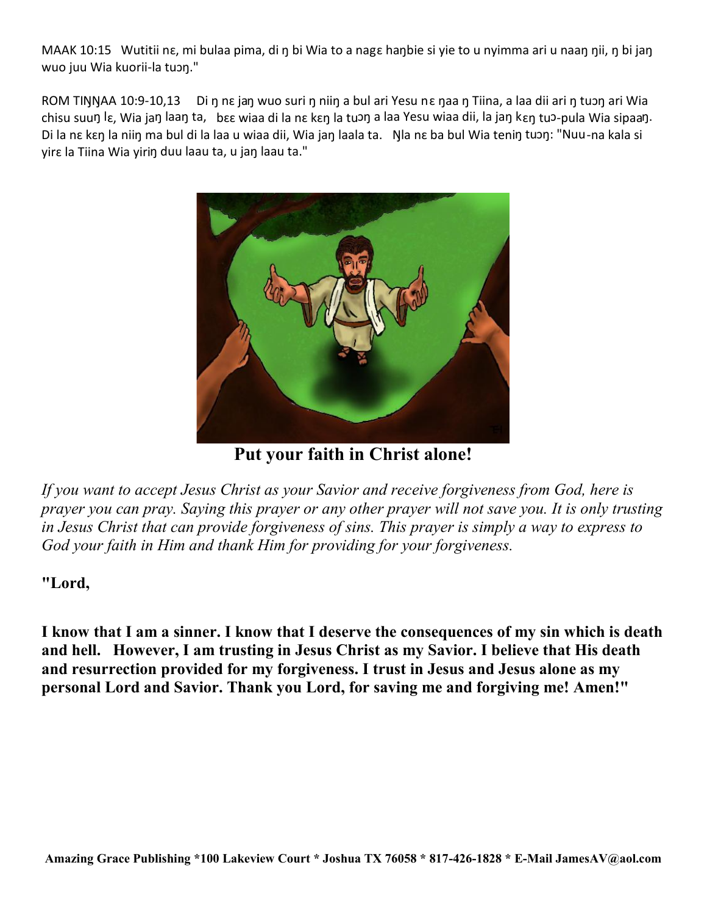MAAK 10:15 Wutitii nɛ, mi bulaa pima, di ŋ bi Wia to a nagɛ haŋbie si yie to u nyimma ari u naaŋ ŋii, ŋ bi jaŋ wuo juu Wia kuorii-la tuɔŋ."

ROM TIŊŊAA 10:9-10,13 Di ŋ nɛ jaŋ wuo suri ŋ niiŋ a bul ari Yesu nɛ ŋaa ŋ Tiina, a laa dii ari ŋ tuɔŋ ari Wia chisu suuŋ lɛ, Wia jaŋ laaŋ ta, bɛɛ wiaa di la nɛ kɛŋ la tuɔŋ a laa Yesu wiaa dii, la jaŋ kɛŋ tuɔ-pula Wia sipaaŋ. Di la nɛ kɛŋ la niiŋ ma bul di la laa u wiaa dii, Wia jaŋ laala ta. Ŋla nɛ ba bul Wia teniŋ tuɔŋ: "Nuu-na kala si yirɛ la Tiina Wia yiriŋ duu laau ta, u jaŋ laau ta."

**Put your faith in Christ alone!**

*If you want to accept Jesus Christ as your Savior and receive forgiveness from God, here is prayer you can pray. Saying this prayer or any other prayer will not save you. It is only trusting in Jesus Christ that can provide forgiveness of sins. This prayer is simply a way to express to God your faith in Him and thank Him for providing for your forgiveness.*

**"Lord,**

**I know that I am a sinner. I know that I deserve the consequences of my sin which is death and hell. However, I am trusting in Jesus Christ as my Savior. I believe that His death and resurrection provided for my forgiveness. I trust in Jesus and Jesus alone as my personal Lord and Savior. Thank you Lord, for saving me and forgiving me! Amen!"**

**Amazing Grace Publishing *100 Lakeview Court * Joshua TX 76058 * 817-426-1828 * E-Mail JamesAV@aol.com**